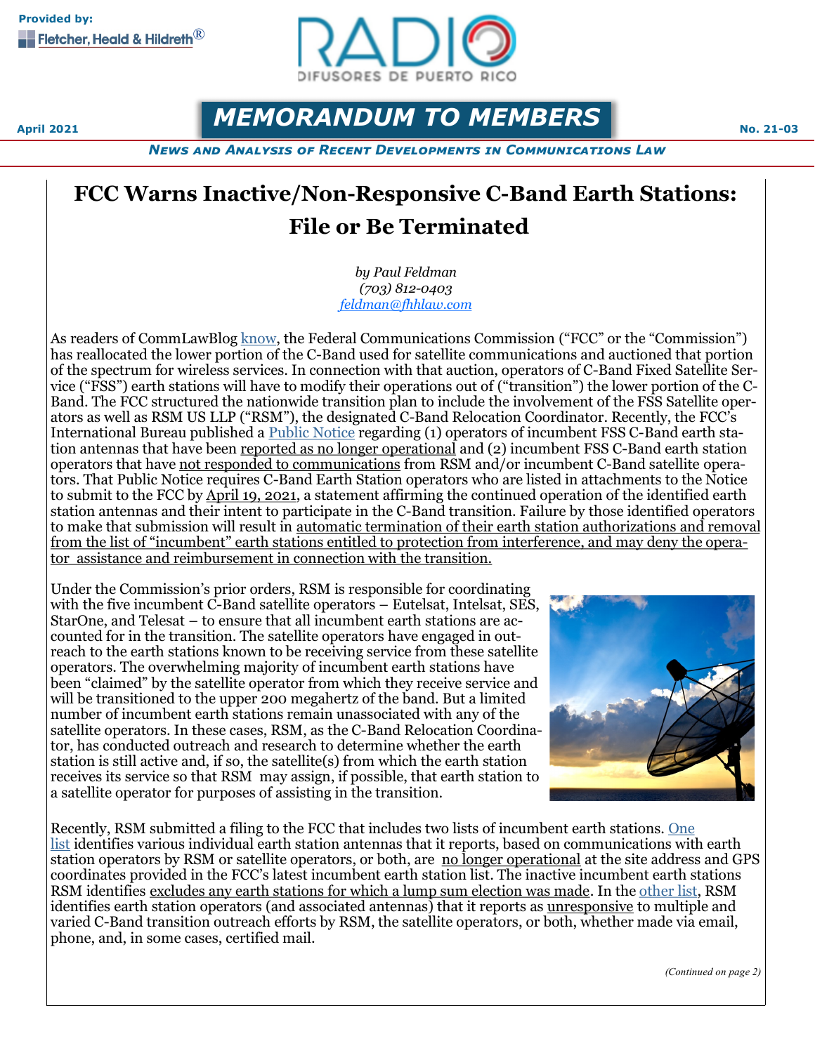Provided by: Fletcher, Heald & Hildreth®

RADIO DIFUSORES DE PUERTO RICO

April 2021

# MEMORANDUM TO MEMBERS

No. 21-03

*News and Analysis of Recent Developments in Communications Law*

## FCC Warns Inactive/Non-Responsive C-Band Earth Stations: File or Be Terminated

*by Paul Feldman*
*(703) 812-0403*
*feldman@fhhlaw.com*

As readers of CommLawBlog know, the Federal Communications Commission ("FCC" or the "Commission") has reallocated the lower portion of the C-Band used for satellite communications and auctioned that portion of the spectrum for wireless services. In connection with that auction, operators of C-Band Fixed Satellite Service ("FSS") earth stations will have to modify their operations out of ("transition") the lower portion of the C-Band. The FCC structured the nationwide transition plan to include the involvement of the FSS Satellite operators as well as RSM US LLP ("RSM"), the designated C-Band Relocation Coordinator. Recently, the FCC's International Bureau published a Public Notice regarding (1) operators of incumbent FSS C-Band earth station antennas that have been reported as no longer operational and (2) incumbent FSS C-Band earth station operators that have not responded to communications from RSM and/or incumbent C-Band satellite operators. That Public Notice requires C-Band Earth Station operators who are listed in attachments to the Notice to submit to the FCC by April 19, 2021, a statement affirming the continued operation of the identified earth station antennas and their intent to participate in the C-Band transition. Failure by those identified operators to make that submission will result in automatic termination of their earth station authorizations and removal from the list of "incumbent" earth stations entitled to protection from interference, and may deny the operator assistance and reimbursement in connection with the transition.

Under the Commission's prior orders, RSM is responsible for coordinating with the five incumbent C-Band satellite operators – Eutelsat, Intelsat, SES, StarOne, and Telesat – to ensure that all incumbent earth stations are accounted for in the transition. The satellite operators have engaged in outreach to the earth stations known to be receiving service from these satellite operators. The overwhelming majority of incumbent earth stations have been "claimed" by the satellite operator from which they receive service and will be transitioned to the upper 200 megahertz of the band. But a limited number of incumbent earth stations remain unassociated with any of the satellite operators. In these cases, RSM, as the C-Band Relocation Coordinator, has conducted outreach and research to determine whether the earth station is still active and, if so, the satellite(s) from which the earth station receives its service so that RSM may assign, if possible, that earth station to a satellite operator for purposes of assisting in the transition.

Recently, RSM submitted a filing to the FCC that includes two lists of incumbent earth stations. One list identifies various individual earth station antennas that it reports, based on communications with earth station operators by RSM or satellite operators, or both, are no longer operational at the site address and GPS coordinates provided in the FCC's latest incumbent earth station list. The inactive incumbent earth stations RSM identifies excludes any earth stations for which a lump sum election was made. In the other list, RSM identifies earth station operators (and associated antennas) that it reports as unresponsive to multiple and varied C-Band transition outreach efforts by RSM, the satellite operators, or both, whether made via email, phone, and, in some cases, certified mail.

*(Continued on page 2)*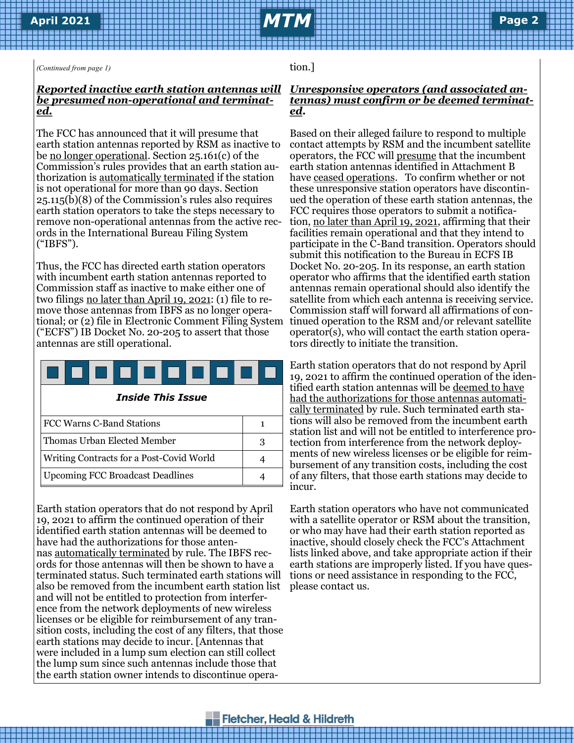*(Continued from page 1)*

***Reported inactive earth station antennas will be presumed non-operational and terminated.***

The FCC has announced that it will presume that earth station antennas reported by RSM as inactive to be no longer operational. Section 25.161(c) of the Commission's rules provides that an earth station authorization is automatically terminated if the station is not operational for more than 90 days. Section 25.115(b)(8) of the Commission's rules also requires earth station operators to take the steps necessary to remove non-operational antennas from the active records in the International Bureau Filing System ("IBFS").

Thus, the FCC has directed earth station operators with incumbent earth station antennas reported to Commission staff as inactive to make either one of two filings no later than April 19, 2021: (1) file to remove those antennas from IBFS as no longer operational; or (2) file in Electronic Comment Filing System ("ECFS") IB Docket No. 20-205 to assert that those antennas are still operational.

| Inside This Issue | |
|---|---|
| FCC Warns C-Band Stations | 1 |
| Thomas Urban Elected Member | 3 |
| Writing Contracts for a Post-Covid World | 4 |
| Upcoming FCC Broadcast Deadlines | 4 |

Earth station operators that do not respond by April 19, 2021 to affirm the continued operation of their identified earth station antennas will be deemed to have had the authorizations for those antennas automatically terminated by rule. The IBFS records for those antennas will then be shown to have a terminated status. Such terminated earth stations will also be removed from the incumbent earth station list and will not be entitled to protection from interference from the network deployments of new wireless licenses or be eligible for reimbursement of any transition costs, including the cost of any filters, that those earth stations may decide to incur. [Antennas that were included in a lump sum election can still collect the lump sum since such antennas include those that the earth station owner intends to discontinue operation.]

***Unresponsive operators (and associated antennas) must confirm or be deemed terminated.***

Based on their alleged failure to respond to multiple contact attempts by RSM and the incumbent satellite operators, the FCC will presume that the incumbent earth station antennas identified in Attachment B have ceased operations. To confirm whether or not these unresponsive station operators have discontinued the operation of these earth station antennas, the FCC requires those operators to submit a notification, no later than April 19, 2021, affirming that their facilities remain operational and that they intend to participate in the C-Band transition. Operators should submit this notification to the Bureau in ECFS IB Docket No. 20-205. In its response, an earth station operator who affirms that the identified earth station antennas remain operational should also identify the satellite from which each antenna is receiving service. Commission staff will forward all affirmations of continued operation to the RSM and/or relevant satellite operator(s), who will contact the earth station operators directly to initiate the transition.

Earth station operators that do not respond by April 19, 2021 to affirm the continued operation of the identified earth station antennas will be deemed to have had the authorizations for those antennas automatically terminated by rule. Such terminated earth stations will also be removed from the incumbent earth station list and will not be entitled to interference protection from interference from the network deployments of new wireless licenses or be eligible for reimbursement of any transition costs, including the cost of any filters, that those earth stations may decide to incur.

Earth station operators who have not communicated with a satellite operator or RSM about the transition, or who may have had their earth station reported as inactive, should closely check the FCC's Attachment lists linked above, and take appropriate action if their earth stations are improperly listed. If you have questions or need assistance in responding to the FCC, please contact us.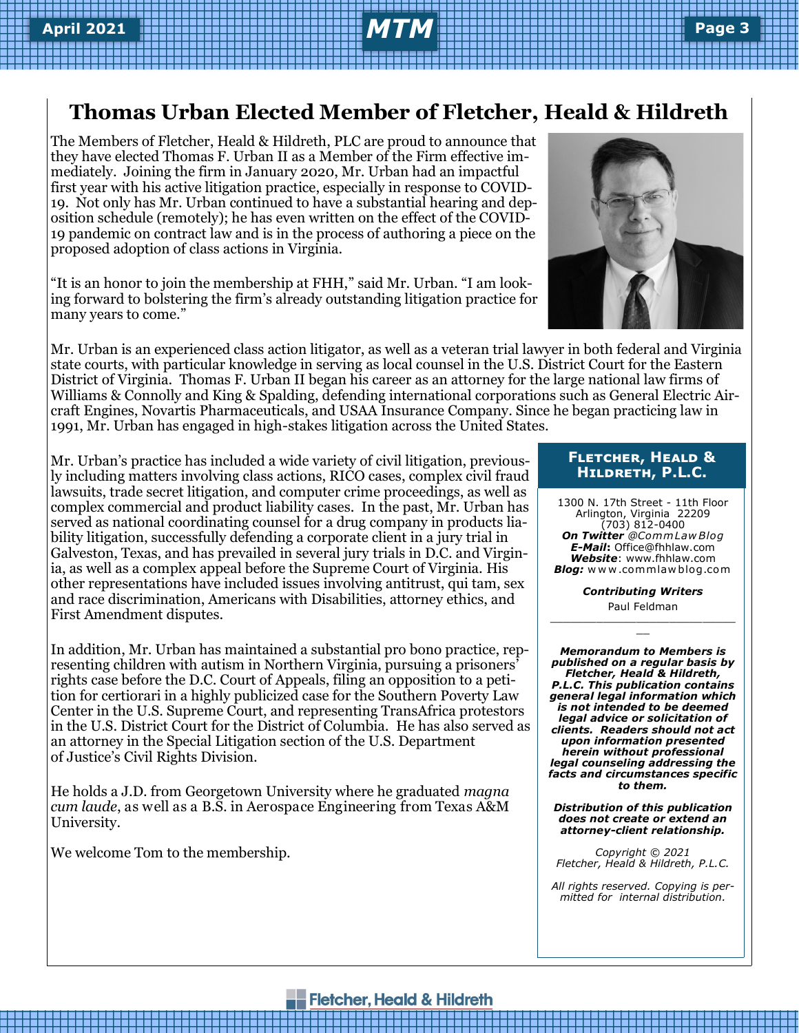# Thomas Urban Elected Member of Fletcher, Heald & Hildreth

The Members of Fletcher, Heald & Hildreth, PLC are proud to announce that they have elected Thomas F. Urban II as a Member of the Firm effective immediately. Joining the firm in January 2020, Mr. Urban had an impactful first year with his active litigation practice, especially in response to COVID-19. Not only has Mr. Urban continued to have a substantial hearing and deposition schedule (remotely); he has even written on the effect of the COVID-19 pandemic on contract law and is in the process of authoring a piece on the proposed adoption of class actions in Virginia.

"It is an honor to join the membership at FHH," said Mr. Urban. "I am looking forward to bolstering the firm's already outstanding litigation practice for many years to come."

Mr. Urban is an experienced class action litigator, as well as a veteran trial lawyer in both federal and Virginia state courts, with particular knowledge in serving as local counsel in the U.S. District Court for the Eastern District of Virginia. Thomas F. Urban II began his career as an attorney for the large national law firms of Williams & Connolly and King & Spalding, defending international corporations such as General Electric Aircraft Engines, Novartis Pharmaceuticals, and USAA Insurance Company. Since he began practicing law in 1991, Mr. Urban has engaged in high-stakes litigation across the United States.

Mr. Urban's practice has included a wide variety of civil litigation, previously including matters involving class actions, RICO cases, complex civil fraud lawsuits, trade secret litigation, and computer crime proceedings, as well as complex commercial and product liability cases. In the past, Mr. Urban has served as national coordinating counsel for a drug company in products liability litigation, successfully defending a corporate client in a jury trial in Galveston, Texas, and has prevailed in several jury trials in D.C. and Virginia, as well as a complex appeal before the Supreme Court of Virginia. His other representations have included issues involving antitrust, qui tam, sex and race discrimination, Americans with Disabilities, attorney ethics, and First Amendment disputes.

In addition, Mr. Urban has maintained a substantial pro bono practice, representing children with autism in Northern Virginia, pursuing a prisoners' rights case before the D.C. Court of Appeals, filing an opposition to a petition for certiorari in a highly publicized case for the Southern Poverty Law Center in the U.S. Supreme Court, and representing TransAfrica protestors in the U.S. District Court for the District of Columbia. He has also served as an attorney in the Special Litigation section of the U.S. Department of Justice's Civil Rights Division.

He holds a J.D. from Georgetown University where he graduated *magna cum laude*, as well as a B.S. in Aerospace Engineering from Texas A&M University.

We welcome Tom to the membership.

---

**Fletcher, Heald & Hildreth, P.L.C.**

1300 N. 17th Street - 11th Floor
Arlington, Virginia 22209
(703) 812-0400
***On Twitter*** *@CommLawBlog*
***E-Mail*****:** Office@fhhlaw.com
***Website***: www.fhhlaw.com
***Blog:*** www.commlawblog.com

***Contributing Writers***
Paul Feldman

***Memorandum to Members is published on a regular basis by Fletcher, Heald & Hildreth, P.L.C. This publication contains general legal information which is not intended to be deemed legal advice or solicitation of clients. Readers should not act upon information presented herein without professional legal counseling addressing the facts and circumstances specific to them.***

***Distribution of this publication does not create or extend an attorney-client relationship.***

*Copyright © 2021*
*Fletcher, Heald & Hildreth, P.L.C.*

*All rights reserved. Copying is permitted for internal distribution.*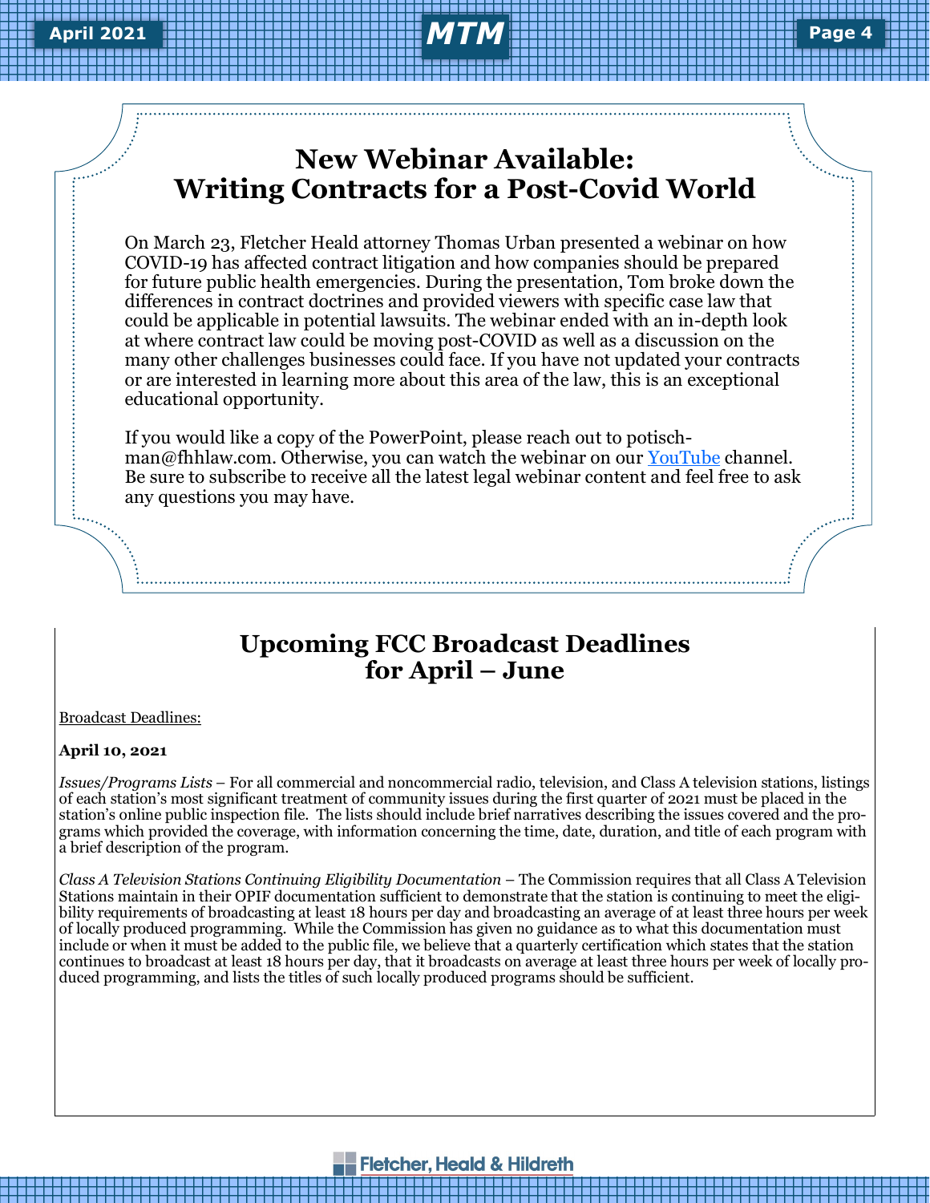# New Webinar Available: Writing Contracts for a Post-Covid World

On March 23, Fletcher Heald attorney Thomas Urban presented a webinar on how COVID-19 has affected contract litigation and how companies should be prepared for future public health emergencies. During the presentation, Tom broke down the differences in contract doctrines and provided viewers with specific case law that could be applicable in potential lawsuits. The webinar ended with an in-depth look at where contract law could be moving post-COVID as well as a discussion on the many other challenges businesses could face. If you have not updated your contracts or are interested in learning more about this area of the law, this is an exceptional educational opportunity.

If you would like a copy of the PowerPoint, please reach out to potischman@fhhlaw.com. Otherwise, you can watch the webinar on our YouTube channel. Be sure to subscribe to receive all the latest legal webinar content and feel free to ask any questions you may have.

# Upcoming FCC Broadcast Deadlines for April – June

Broadcast Deadlines:

**April 10, 2021**

*Issues/Programs Lists* – For all commercial and noncommercial radio, television, and Class A television stations, listings of each station's most significant treatment of community issues during the first quarter of 2021 must be placed in the station's online public inspection file. The lists should include brief narratives describing the issues covered and the programs which provided the coverage, with information concerning the time, date, duration, and title of each program with a brief description of the program.

*Class A Television Stations Continuing Eligibility Documentation* – The Commission requires that all Class A Television Stations maintain in their OPIF documentation sufficient to demonstrate that the station is continuing to meet the eligibility requirements of broadcasting at least 18 hours per day and broadcasting an average of at least three hours per week of locally produced programming. While the Commission has given no guidance as to what this documentation must include or when it must be added to the public file, we believe that a quarterly certification which states that the station continues to broadcast at least 18 hours per day, that it broadcasts on average at least three hours per week of locally produced programming, and lists the titles of such locally produced programs should be sufficient.